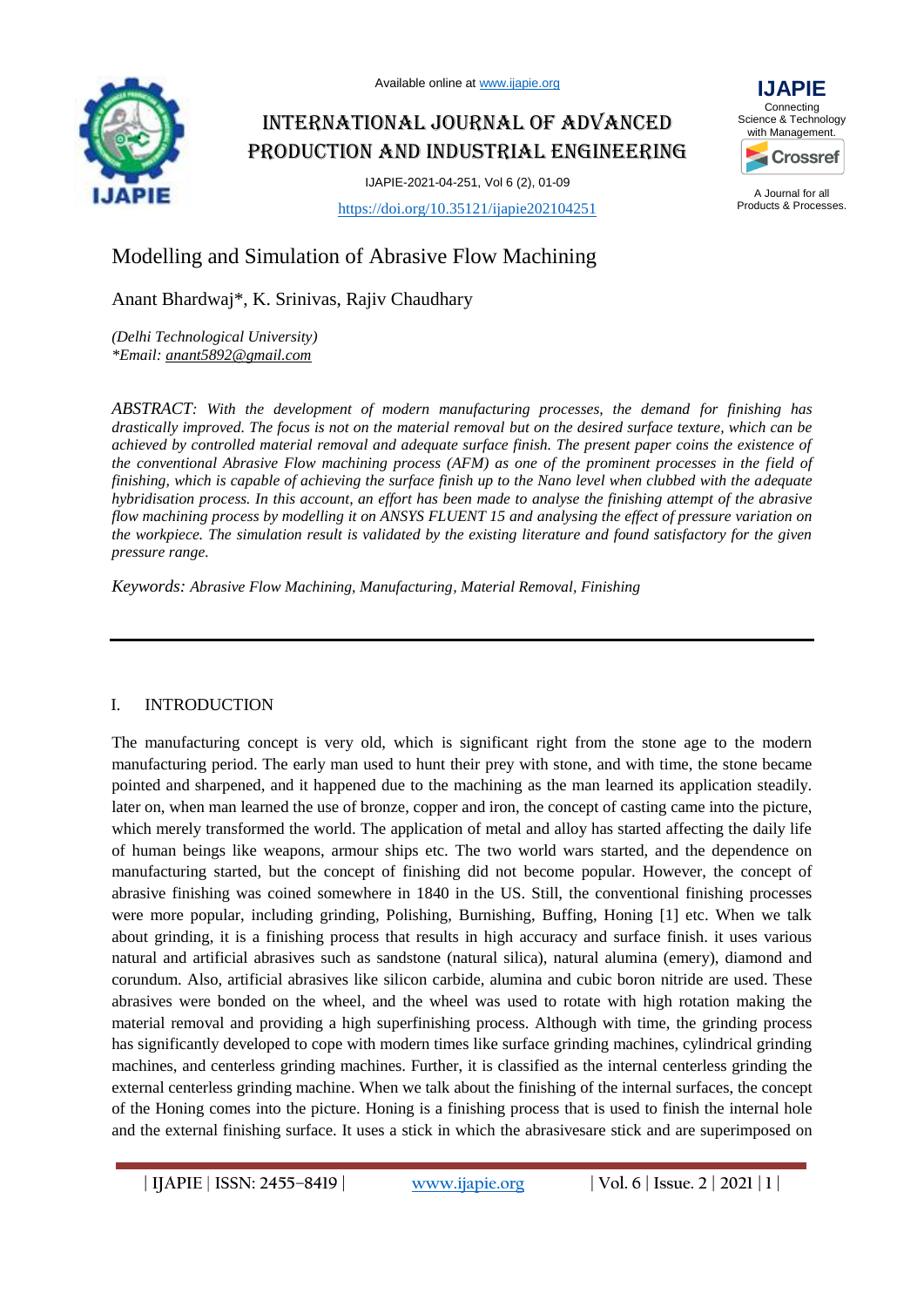Available online at www.ijapie.org

# INTERNATIONAL JOURNAL OF ADVANCED PRODUCTION AND INDUSTRIAL ENGINEERING

IJAPIE-2021-04-251, Vol 6 (2), 01-09

https://doi.org/10.35121/ijapie202104251

IJAPIE
Connecting Science & Technology with Management.

A Journal for all Products & Processes.

## Modelling and Simulation of Abrasive Flow Machining

Anant Bhardwaj*, K. Srinivas, Rajiv Chaudhary

*(Delhi Technological University)*
*\*Email: anant5892@gmail.com*

*ABSTRACT: With the development of modern manufacturing processes, the demand for finishing has drastically improved. The focus is not on the material removal but on the desired surface texture, which can be achieved by controlled material removal and adequate surface finish. The present paper coins the existence of the conventional Abrasive Flow machining process (AFM) as one of the prominent processes in the field of finishing, which is capable of achieving the surface finish up to the Nano level when clubbed with the adequate hybridisation process. In this account, an effort has been made to analyse the finishing attempt of the abrasive flow machining process by modelling it on ANSYS FLUENT 15 and analysing the effect of pressure variation on the workpiece. The simulation result is validated by the existing literature and found satisfactory for the given pressure range.*

*Keywords: Abrasive Flow Machining, Manufacturing, Material Removal, Finishing*

## I. INTRODUCTION

The manufacturing concept is very old, which is significant right from the stone age to the modern manufacturing period. The early man used to hunt their prey with stone, and with time, the stone became pointed and sharpened, and it happened due to the machining as the man learned its application steadily. later on, when man learned the use of bronze, copper and iron, the concept of casting came into the picture, which merely transformed the world. The application of metal and alloy has started affecting the daily life of human beings like weapons, armour ships etc. The two world wars started, and the dependence on manufacturing started, but the concept of finishing did not become popular. However, the concept of abrasive finishing was coined somewhere in 1840 in the US. Still, the conventional finishing processes were more popular, including grinding, Polishing, Burnishing, Buffing, Honing [1] etc. When we talk about grinding, it is a finishing process that results in high accuracy and surface finish. it uses various natural and artificial abrasives such as sandstone (natural silica), natural alumina (emery), diamond and corundum. Also, artificial abrasives like silicon carbide, alumina and cubic boron nitride are used. These abrasives were bonded on the wheel, and the wheel was used to rotate with high rotation making the material removal and providing a high superfinishing process. Although with time, the grinding process has significantly developed to cope with modern times like surface grinding machines, cylindrical grinding machines, and centerless grinding machines. Further, it is classified as the internal centerless grinding the external centerless grinding machine. When we talk about the finishing of the internal surfaces, the concept of the Honing comes into the picture. Honing is a finishing process that is used to finish the internal hole and the external finishing surface. It uses a stick in which the abrasivesare stick and are superimposed on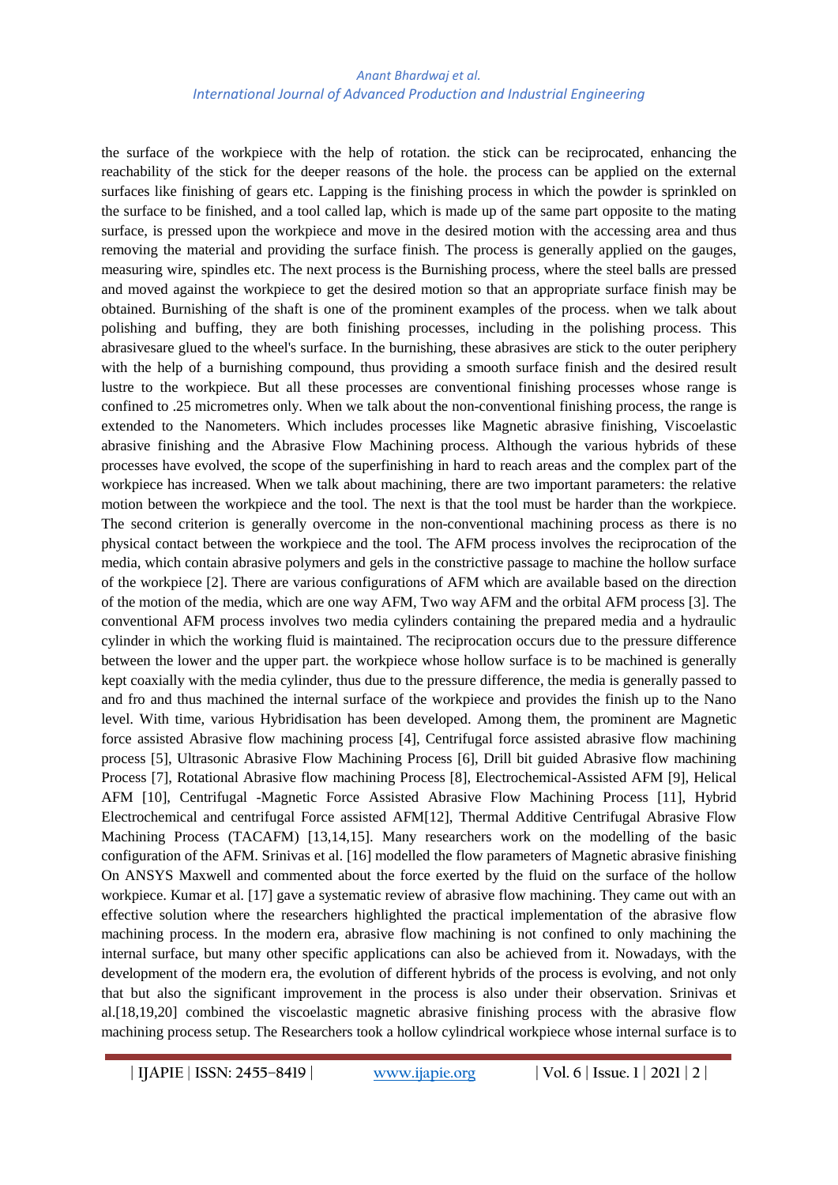the surface of the workpiece with the help of rotation. the stick can be reciprocated, enhancing the reachability of the stick for the deeper reasons of the hole. the process can be applied on the external surfaces like finishing of gears etc. Lapping is the finishing process in which the powder is sprinkled on the surface to be finished, and a tool called lap, which is made up of the same part opposite to the mating surface, is pressed upon the workpiece and move in the desired motion with the accessing area and thus removing the material and providing the surface finish. The process is generally applied on the gauges, measuring wire, spindles etc. The next process is the Burnishing process, where the steel balls are pressed and moved against the workpiece to get the desired motion so that an appropriate surface finish may be obtained. Burnishing of the shaft is one of the prominent examples of the process. when we talk about polishing and buffing, they are both finishing processes, including in the polishing process. This abrasivesare glued to the wheel's surface. In the burnishing, these abrasives are stick to the outer periphery with the help of a burnishing compound, thus providing a smooth surface finish and the desired result lustre to the workpiece. But all these processes are conventional finishing processes whose range is confined to .25 micrometres only. When we talk about the non-conventional finishing process, the range is extended to the Nanometers. Which includes processes like Magnetic abrasive finishing, Viscoelastic abrasive finishing and the Abrasive Flow Machining process. Although the various hybrids of these processes have evolved, the scope of the superfinishing in hard to reach areas and the complex part of the workpiece has increased. When we talk about machining, there are two important parameters: the relative motion between the workpiece and the tool. The next is that the tool must be harder than the workpiece. The second criterion is generally overcome in the non-conventional machining process as there is no physical contact between the workpiece and the tool. The AFM process involves the reciprocation of the media, which contain abrasive polymers and gels in the constrictive passage to machine the hollow surface of the workpiece [2]. There are various configurations of AFM which are available based on the direction of the motion of the media, which are one way AFM, Two way AFM and the orbital AFM process [3]. The conventional AFM process involves two media cylinders containing the prepared media and a hydraulic cylinder in which the working fluid is maintained. The reciprocation occurs due to the pressure difference between the lower and the upper part. the workpiece whose hollow surface is to be machined is generally kept coaxially with the media cylinder, thus due to the pressure difference, the media is generally passed to and fro and thus machined the internal surface of the workpiece and provides the finish up to the Nano level. With time, various Hybridisation has been developed. Among them, the prominent are Magnetic force assisted Abrasive flow machining process [4], Centrifugal force assisted abrasive flow machining process [5], Ultrasonic Abrasive Flow Machining Process [6], Drill bit guided Abrasive flow machining Process [7], Rotational Abrasive flow machining Process [8], Electrochemical-Assisted AFM [9], Helical AFM [10], Centrifugal -Magnetic Force Assisted Abrasive Flow Machining Process [11], Hybrid Electrochemical and centrifugal Force assisted AFM[12], Thermal Additive Centrifugal Abrasive Flow Machining Process (TACAFM) [13,14,15]. Many researchers work on the modelling of the basic configuration of the AFM. Srinivas et al. [16] modelled the flow parameters of Magnetic abrasive finishing On ANSYS Maxwell and commented about the force exerted by the fluid on the surface of the hollow workpiece. Kumar et al. [17] gave a systematic review of abrasive flow machining. They came out with an effective solution where the researchers highlighted the practical implementation of the abrasive flow machining process. In the modern era, abrasive flow machining is not confined to only machining the internal surface, but many other specific applications can also be achieved from it. Nowadays, with the development of the modern era, the evolution of different hybrids of the process is evolving, and not only that but also the significant improvement in the process is also under their observation. Srinivas et al.[18,19,20] combined the viscoelastic magnetic abrasive finishing process with the abrasive flow machining process setup. The Researchers took a hollow cylindrical workpiece whose internal surface is to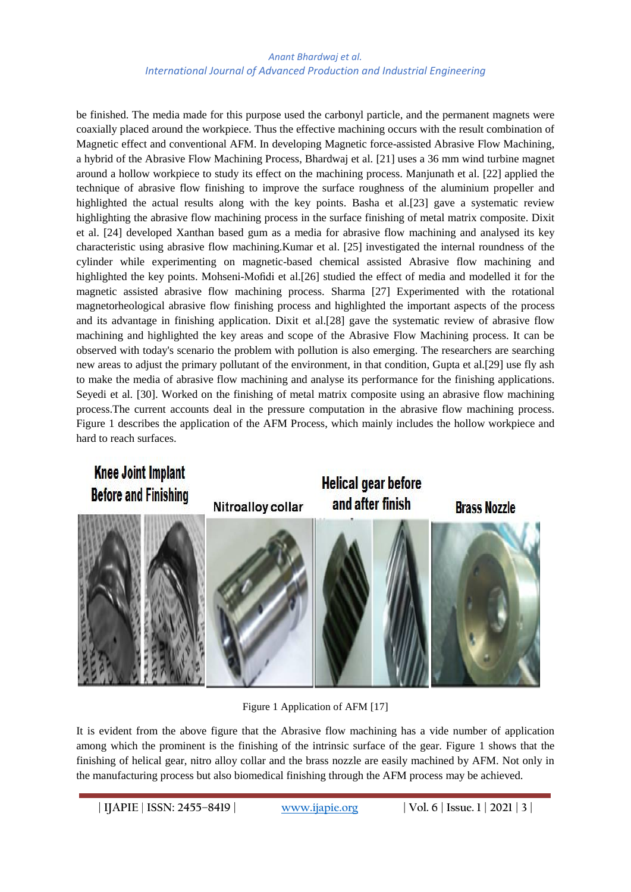be finished. The media made for this purpose used the carbonyl particle, and the permanent magnets were coaxially placed around the workpiece. Thus the effective machining occurs with the result combination of Magnetic effect and conventional AFM. In developing Magnetic force-assisted Abrasive Flow Machining, a hybrid of the Abrasive Flow Machining Process, Bhardwaj et al. [21] uses a 36 mm wind turbine magnet around a hollow workpiece to study its effect on the machining process. Manjunath et al. [22] applied the technique of abrasive flow finishing to improve the surface roughness of the aluminium propeller and highlighted the actual results along with the key points. Basha et al.[23] gave a systematic review highlighting the abrasive flow machining process in the surface finishing of metal matrix composite. Dixit et al. [24] developed Xanthan based gum as a media for abrasive flow machining and analysed its key characteristic using abrasive flow machining.Kumar et al. [25] investigated the internal roundness of the cylinder while experimenting on magnetic-based chemical assisted Abrasive flow machining and highlighted the key points. Mohseni-Mofidi et al.[26] studied the effect of media and modelled it for the magnetic assisted abrasive flow machining process. Sharma [27] Experimented with the rotational magnetorheological abrasive flow finishing process and highlighted the important aspects of the process and its advantage in finishing application. Dixit et al.[28] gave the systematic review of abrasive flow machining and highlighted the key areas and scope of the Abrasive Flow Machining process. It can be observed with today's scenario the problem with pollution is also emerging. The researchers are searching new areas to adjust the primary pollutant of the environment, in that condition, Gupta et al.[29] use fly ash to make the media of abrasive flow machining and analyse its performance for the finishing applications. Seyedi et al. [30]. Worked on the finishing of metal matrix composite using an abrasive flow machining process.The current accounts deal in the pressure computation in the abrasive flow machining process. Figure 1 describes the application of the AFM Process, which mainly includes the hollow workpiece and hard to reach surfaces.

Knee Joint Implant Before and Finishing | Nitroalloy collar | Helical gear before and after finish | Brass Nozzle

Figure 1 Application of AFM [17]

It is evident from the above figure that the Abrasive flow machining has a vide number of application among which the prominent is the finishing of the intrinsic surface of the gear. Figure 1 shows that the finishing of helical gear, nitro alloy collar and the brass nozzle are easily machined by AFM. Not only in the manufacturing process but also biomedical finishing through the AFM process may be achieved.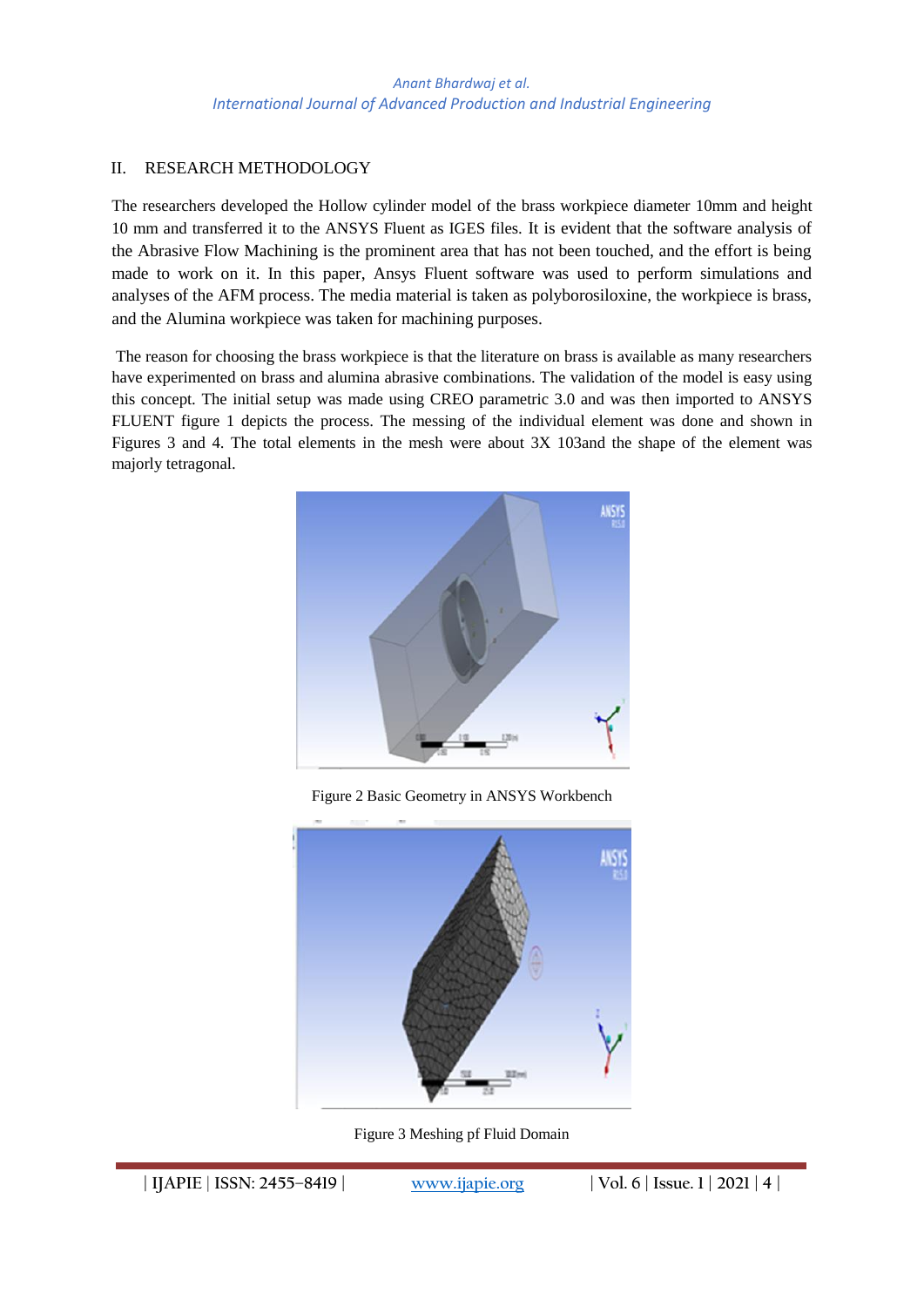## II. RESEARCH METHODOLOGY

The researchers developed the Hollow cylinder model of the brass workpiece diameter 10mm and height 10 mm and transferred it to the ANSYS Fluent as IGES files. It is evident that the software analysis of the Abrasive Flow Machining is the prominent area that has not been touched, and the effort is being made to work on it. In this paper, Ansys Fluent software was used to perform simulations and analyses of the AFM process. The media material is taken as polyborosiloxine, the workpiece is brass, and the Alumina workpiece was taken for machining purposes.

The reason for choosing the brass workpiece is that the literature on brass is available as many researchers have experimented on brass and alumina abrasive combinations. The validation of the model is easy using this concept. The initial setup was made using CREO parametric 3.0 and was then imported to ANSYS FLUENT figure 1 depicts the process. The messing of the individual element was done and shown in Figures 3 and 4. The total elements in the mesh were about 3X 103and the shape of the element was majorly tetragonal.

Figure 2 Basic Geometry in ANSYS Workbench

Figure 3 Meshing pf Fluid Domain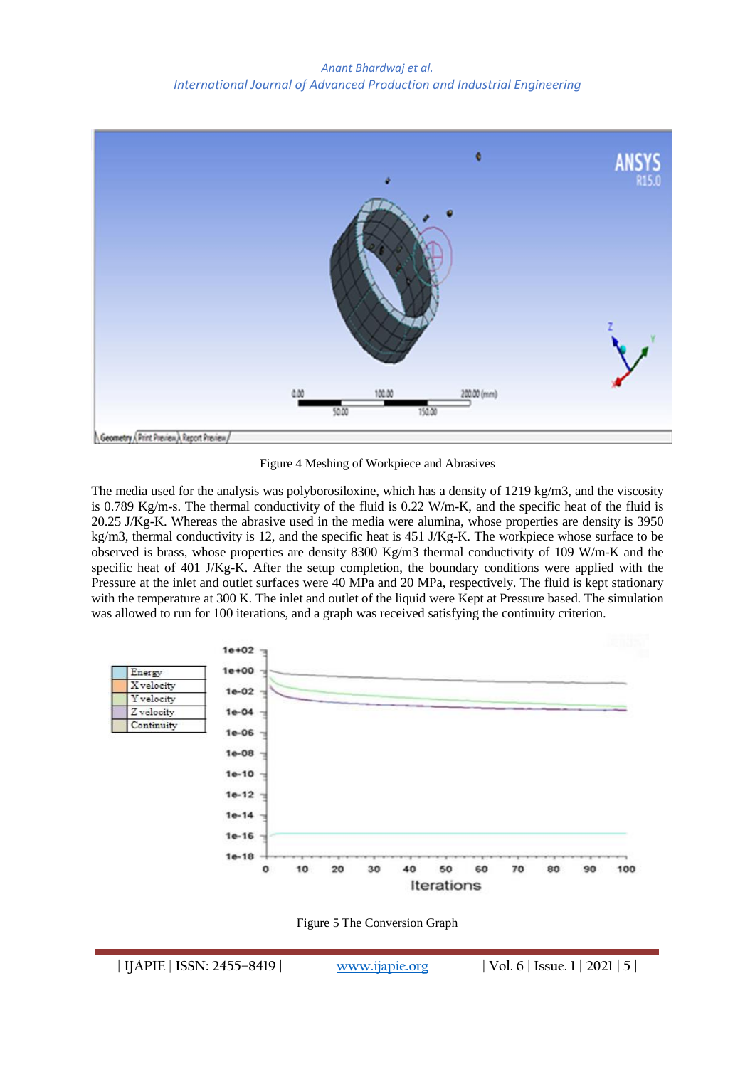Figure 4 Meshing of Workpiece and Abrasives

The media used for the analysis was polyborosiloxine, which has a density of 1219 kg/m3, and the viscosity is 0.789 Kg/m-s. The thermal conductivity of the fluid is 0.22 W/m-K, and the specific heat of the fluid is 20.25 J/Kg-K. Whereas the abrasive used in the media were alumina, whose properties are density is 3950 kg/m3, thermal conductivity is 12, and the specific heat is 451 J/Kg-K. The workpiece whose surface to be observed is brass, whose properties are density 8300 Kg/m3 thermal conductivity of 109 W/m-K and the specific heat of 401 J/Kg-K. After the setup completion, the boundary conditions were applied with the Pressure at the inlet and outlet surfaces were 40 MPa and 20 MPa, respectively. The fluid is kept stationary with the temperature at 300 K. The inlet and outlet of the liquid were Kept at Pressure based. The simulation was allowed to run for 100 iterations, and a graph was received satisfying the continuity criterion.

Figure 5 The Conversion Graph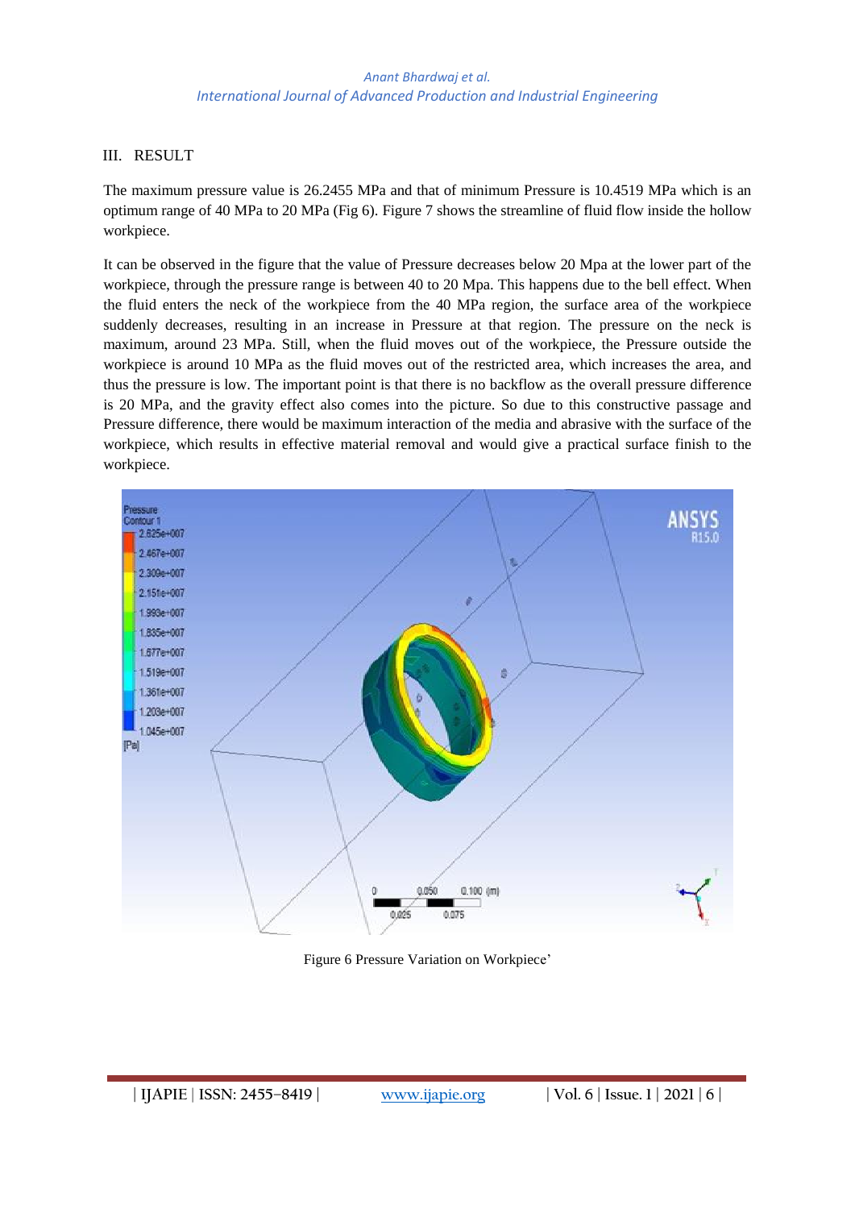## III. RESULT

The maximum pressure value is 26.2455 MPa and that of minimum Pressure is 10.4519 MPa which is an optimum range of 40 MPa to 20 MPa (Fig 6). Figure 7 shows the streamline of fluid flow inside the hollow workpiece.

It can be observed in the figure that the value of Pressure decreases below 20 Mpa at the lower part of the workpiece, through the pressure range is between 40 to 20 Mpa. This happens due to the bell effect. When the fluid enters the neck of the workpiece from the 40 MPa region, the surface area of the workpiece suddenly decreases, resulting in an increase in Pressure at that region. The pressure on the neck is maximum, around 23 MPa. Still, when the fluid moves out of the workpiece, the Pressure outside the workpiece is around 10 MPa as the fluid moves out of the restricted area, which increases the area, and thus the pressure is low. The important point is that there is no backflow as the overall pressure difference is 20 MPa, and the gravity effect also comes into the picture. So due to this constructive passage and Pressure difference, there would be maximum interaction of the media and abrasive with the surface of the workpiece, which results in effective material removal and would give a practical surface finish to the workpiece.

Figure 6 Pressure Variation on Workpiece'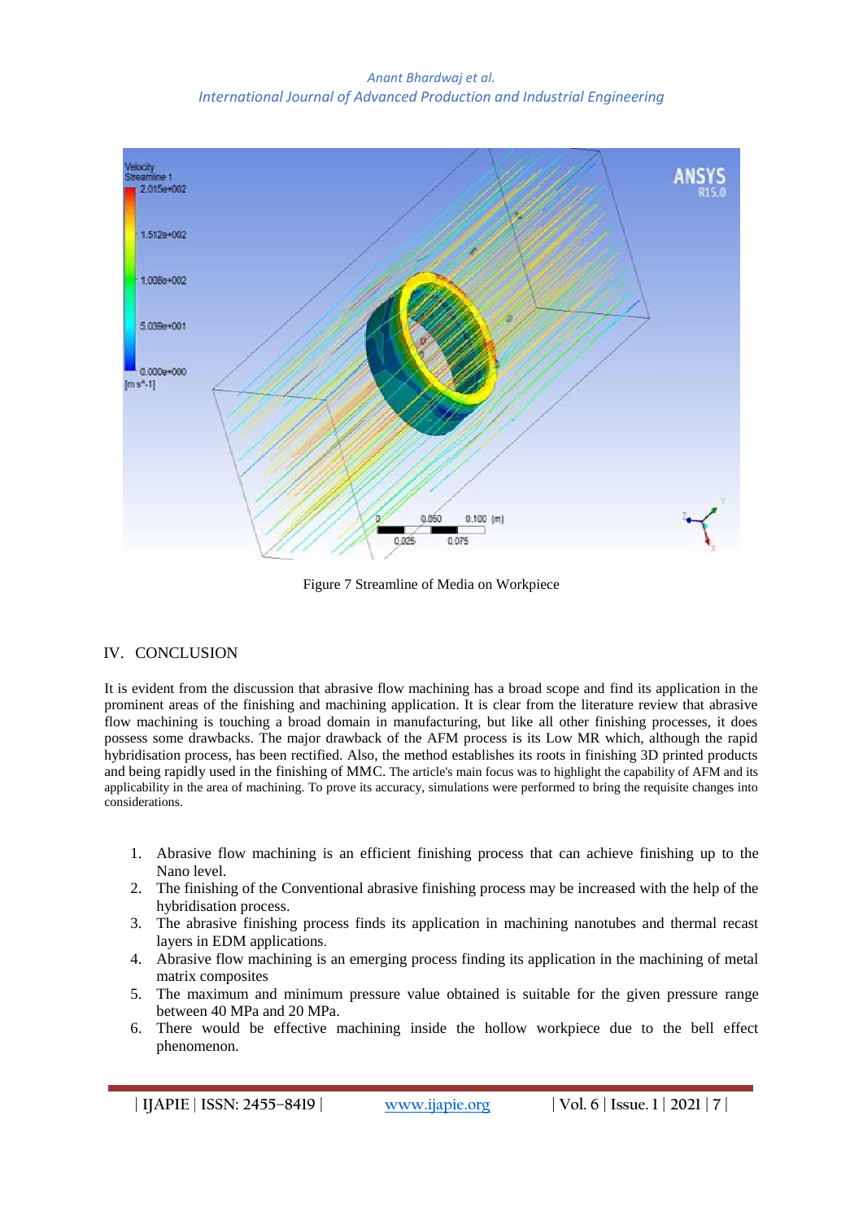Figure 7 Streamline of Media on Workpiece

## IV. CONCLUSION

It is evident from the discussion that abrasive flow machining has a broad scope and find its application in the prominent areas of the finishing and machining application. It is clear from the literature review that abrasive flow machining is touching a broad domain in manufacturing, but like all other finishing processes, it does possess some drawbacks. The major drawback of the AFM process is its Low MR which, although the rapid hybridisation process, has been rectified. Also, the method establishes its roots in finishing 3D printed products and being rapidly used in the finishing of MMC. The article's main focus was to highlight the capability of AFM and its applicability in the area of machining. To prove its accuracy, simulations were performed to bring the requisite changes into considerations.

1. Abrasive flow machining is an efficient finishing process that can achieve finishing up to the Nano level.
2. The finishing of the Conventional abrasive finishing process may be increased with the help of the hybridisation process.
3. The abrasive finishing process finds its application in machining nanotubes and thermal recast layers in EDM applications.
4. Abrasive flow machining is an emerging process finding its application in the machining of metal matrix composites
5. The maximum and minimum pressure value obtained is suitable for the given pressure range between 40 MPa and 20 MPa.
6. There would be effective machining inside the hollow workpiece due to the bell effect phenomenon.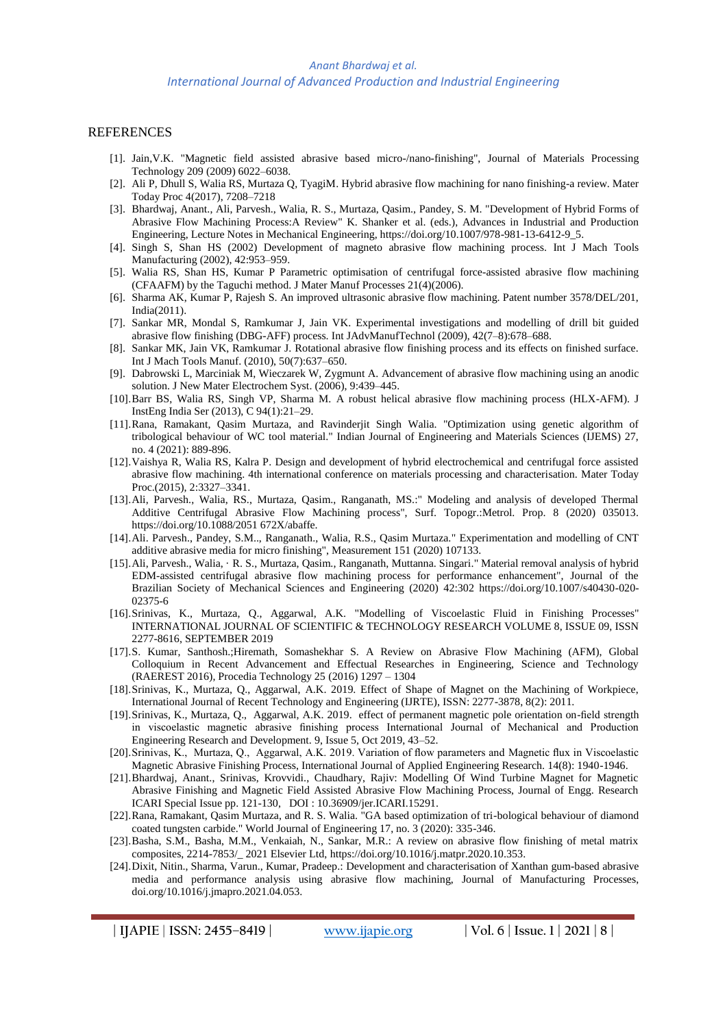## REFERENCES

[1]. Jain,V.K. "Magnetic field assisted abrasive based micro-/nano-finishing", Journal of Materials Processing Technology 209 (2009) 6022–6038.

[2]. Ali P, Dhull S, Walia RS, Murtaza Q, TyagiM. Hybrid abrasive flow machining for nano finishing-a review. Mater Today Proc 4(2017), 7208–7218

[3]. Bhardwaj, Anant., Ali, Parvesh., Walia, R. S., Murtaza, Qasim., Pandey, S. M. "Development of Hybrid Forms of Abrasive Flow Machining Process:A Review" K. Shanker et al. (eds.), Advances in Industrial and Production Engineering, Lecture Notes in Mechanical Engineering, https://doi.org/10.1007/978-981-13-6412-9_5.

[4]. Singh S, Shan HS (2002) Development of magneto abrasive flow machining process. Int J Mach Tools Manufacturing (2002), 42:953–959.

[5]. Walia RS, Shan HS, Kumar P Parametric optimisation of centrifugal force-assisted abrasive flow machining (CFAAFM) by the Taguchi method. J Mater Manuf Processes 21(4)(2006).

[6]. Sharma AK, Kumar P, Rajesh S. An improved ultrasonic abrasive flow machining. Patent number 3578/DEL/201, India(2011).

[7]. Sankar MR, Mondal S, Ramkumar J, Jain VK. Experimental investigations and modelling of drill bit guided abrasive flow finishing (DBG-AFF) process. Int JAdvManufTechnol (2009), 42(7–8):678–688.

[8]. Sankar MK, Jain VK, Ramkumar J. Rotational abrasive flow finishing process and its effects on finished surface. Int J Mach Tools Manuf. (2010), 50(7):637–650.

[9]. Dabrowski L, Marciniak M, Wieczarek W, Zygmunt A. Advancement of abrasive flow machining using an anodic solution. J New Mater Electrochem Syst. (2006), 9:439–445.

[10]. Barr BS, Walia RS, Singh VP, Sharma M. A robust helical abrasive flow machining process (HLX-AFM). J InstEng India Ser (2013), C 94(1):21–29.

[11]. Rana, Ramakant, Qasim Murtaza, and Ravinderjit Singh Walia. "Optimization using genetic algorithm of tribological behaviour of WC tool material." Indian Journal of Engineering and Materials Sciences (IJEMS) 27, no. 4 (2021): 889-896.

[12]. Vaishya R, Walia RS, Kalra P. Design and development of hybrid electrochemical and centrifugal force assisted abrasive flow machining. 4th international conference on materials processing and characterisation. Mater Today Proc.(2015), 2:3327–3341.

[13]. Ali, Parvesh., Walia, RS., Murtaza, Qasim., Ranganath, MS.:" Modeling and analysis of developed Thermal Additive Centrifugal Abrasive Flow Machining process", Surf. Topogr.:Metrol. Prop. 8 (2020) 035013. https://doi.org/10.1088/2051 672X/abaffe.

[14]. Ali. Parvesh., Pandey, S.M.., Ranganath., Walia, R.S., Qasim Murtaza." Experimentation and modelling of CNT additive abrasive media for micro finishing", Measurement 151 (2020) 107133.

[15]. Ali, Parvesh., Walia, · R. S., Murtaza, Qasim., Ranganath, Muttanna. Singari." Material removal analysis of hybrid EDM-assisted centrifugal abrasive flow machining process for performance enhancement", Journal of the Brazilian Society of Mechanical Sciences and Engineering (2020) 42:302 https://doi.org/10.1007/s40430-020-02375-6

[16]. Srinivas, K., Murtaza, Q., Aggarwal, A.K. "Modelling of Viscoelastic Fluid in Finishing Processes" INTERNATIONAL JOURNAL OF SCIENTIFIC & TECHNOLOGY RESEARCH VOLUME 8, ISSUE 09, ISSN 2277-8616, SEPTEMBER 2019

[17]. S. Kumar, Santhosh.;Hiremath, Somashekhar S. A Review on Abrasive Flow Machining (AFM), Global Colloquium in Recent Advancement and Effectual Researches in Engineering, Science and Technology (RAEREST 2016), Procedia Technology 25 (2016) 1297 – 1304

[18]. Srinivas, K., Murtaza, Q., Aggarwal, A.K. 2019. Effect of Shape of Magnet on the Machining of Workpiece, International Journal of Recent Technology and Engineering (IJRTE), ISSN: 2277-3878, 8(2): 2011.

[19]. Srinivas, K., Murtaza, Q., Aggarwal, A.K. 2019. effect of permanent magnetic pole orientation on-field strength in viscoelastic magnetic abrasive finishing process International Journal of Mechanical and Production Engineering Research and Development. 9, Issue 5, Oct 2019, 43–52.

[20]. Srinivas, K., Murtaza, Q., Aggarwal, A.K. 2019. Variation of flow parameters and Magnetic flux in Viscoelastic Magnetic Abrasive Finishing Process, International Journal of Applied Engineering Research. 14(8): 1940-1946.

[21]. Bhardwaj, Anant., Srinivas, Krovvidi., Chaudhary, Rajiv: Modelling Of Wind Turbine Magnet for Magnetic Abrasive Finishing and Magnetic Field Assisted Abrasive Flow Machining Process, Journal of Engg. Research ICARI Special Issue pp. 121-130, DOI : 10.36909/jer.ICARI.15291.

[22]. Rana, Ramakant, Qasim Murtaza, and R. S. Walia. "GA based optimization of tri-bological behaviour of diamond coated tungsten carbide." World Journal of Engineering 17, no. 3 (2020): 335-346.

[23]. Basha, S.M., Basha, M.M., Venkaiah, N., Sankar, M.R.: A review on abrasive flow finishing of metal matrix composites, 2214-7853/_ 2021 Elsevier Ltd, https://doi.org/10.1016/j.matpr.2020.10.353.

[24]. Dixit, Nitin., Sharma, Varun., Kumar, Pradeep.: Development and characterisation of Xanthan gum-based abrasive media and performance analysis using abrasive flow machining, Journal of Manufacturing Processes, doi.org/10.1016/j.jmapro.2021.04.053.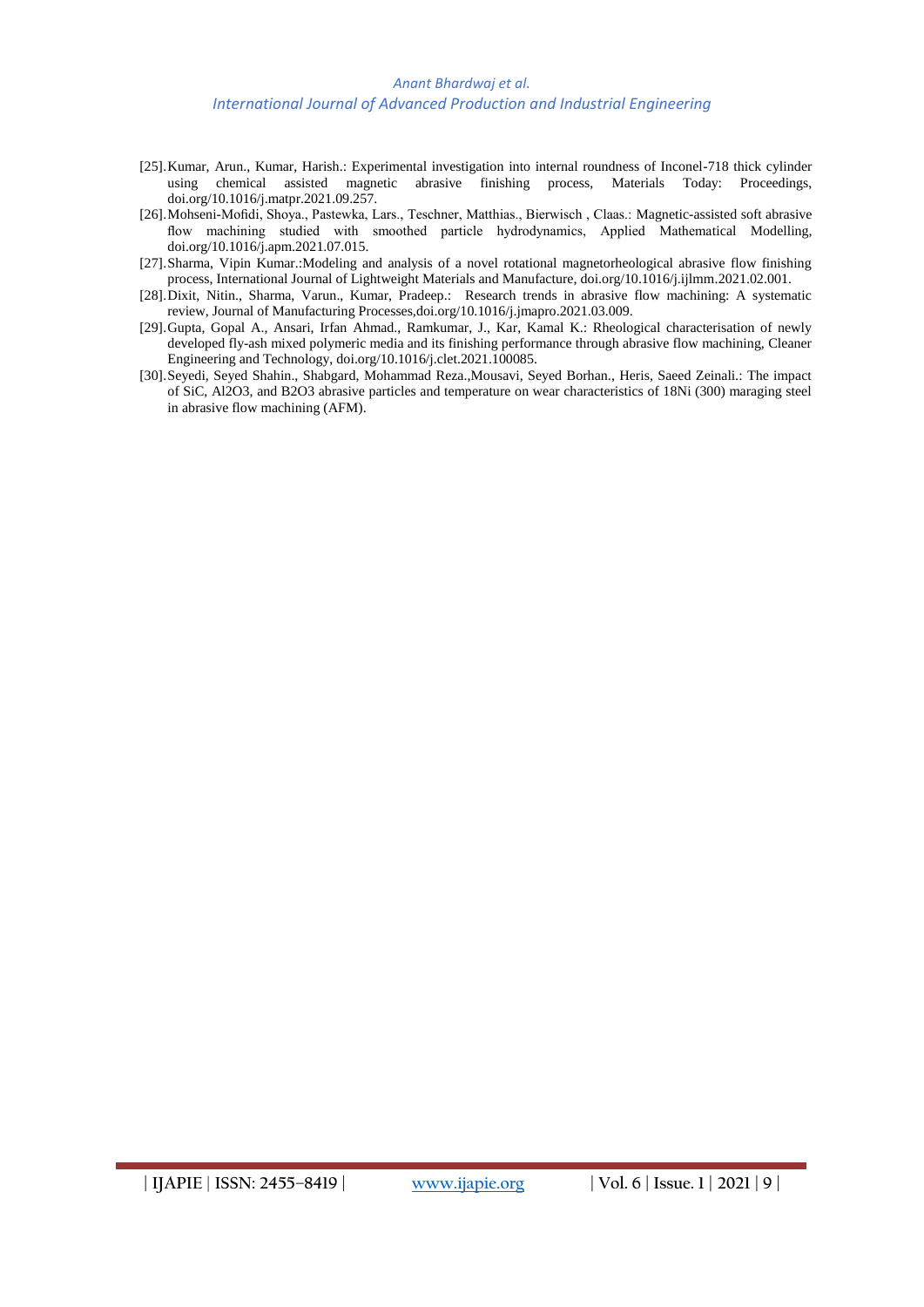[25]. Kumar, Arun., Kumar, Harish.: Experimental investigation into internal roundness of Inconel-718 thick cylinder using chemical assisted magnetic abrasive finishing process, Materials Today: Proceedings, doi.org/10.1016/j.matpr.2021.09.257.

[26]. Mohseni-Mofidi, Shoya., Pastewka, Lars., Teschner, Matthias., Bierwisch , Claas.: Magnetic-assisted soft abrasive flow machining studied with smoothed particle hydrodynamics, Applied Mathematical Modelling, doi.org/10.1016/j.apm.2021.07.015.

[27]. Sharma, Vipin Kumar.:Modeling and analysis of a novel rotational magnetorheological abrasive flow finishing process, International Journal of Lightweight Materials and Manufacture, doi.org/10.1016/j.ijlmm.2021.02.001.

[28]. Dixit, Nitin., Sharma, Varun., Kumar, Pradeep.: Research trends in abrasive flow machining: A systematic review, Journal of Manufacturing Processes,doi.org/10.1016/j.jmapro.2021.03.009.

[29]. Gupta, Gopal A., Ansari, Irfan Ahmad., Ramkumar, J., Kar, Kamal K.: Rheological characterisation of newly developed fly-ash mixed polymeric media and its finishing performance through abrasive flow machining, Cleaner Engineering and Technology, doi.org/10.1016/j.clet.2021.100085.

[30]. Seyedi, Seyed Shahin., Shabgard, Mohammad Reza.,Mousavi, Seyed Borhan., Heris, Saeed Zeinali.: The impact of SiC, $Al_2O_3$, and $B_2O_3$ abrasive particles and temperature on wear characteristics of 18Ni (300) maraging steel in abrasive flow machining (AFM).